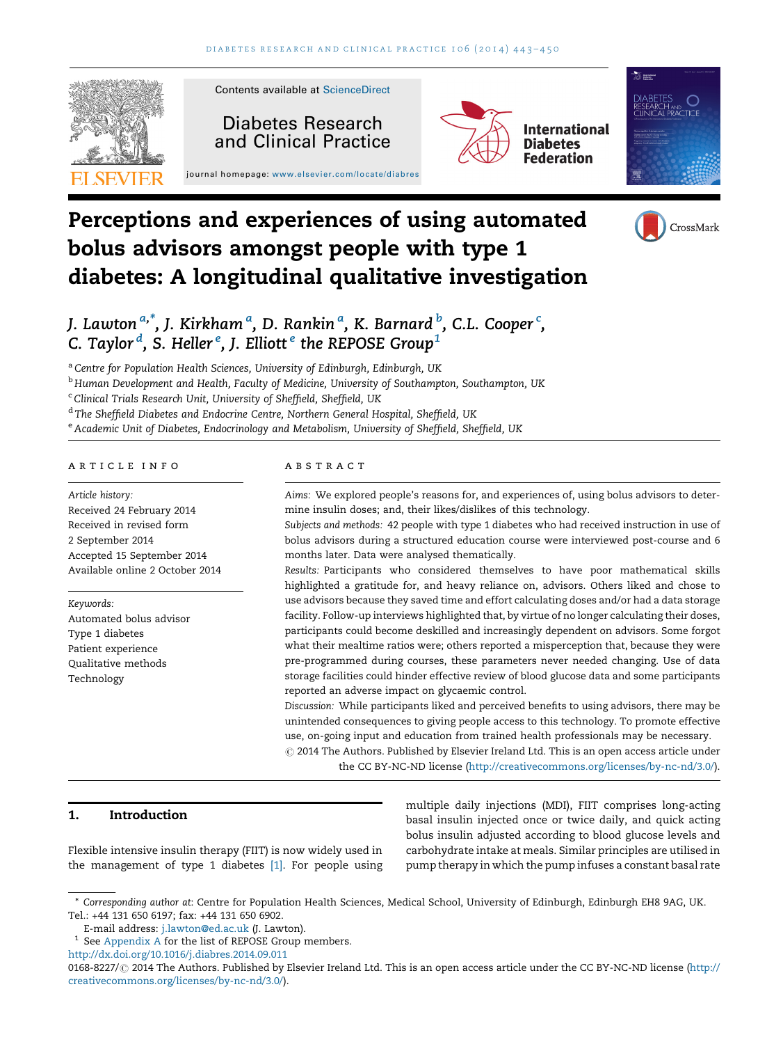# Perceptions and experiences of using automated bolus advisors amongst people with type 1 diabetes: A longitudinal qualitative investigation

J. Lawton [a,*], J. Kirkham [a], D. Rankin [a], K. Barnard [b], C.L. Cooper [c], C. Taylor [d], S. Heller [e], J. Elliott [e] the REPOSE Group [1]

[a] Centre for Population Health Sciences, University of Edinburgh, Edinburgh, UK
[b] Human Development and Health, Faculty of Medicine, University of Southampton, Southampton, UK
[c] Clinical Trials Research Unit, University of Sheffield, Sheffield, UK
[d] The Sheffield Diabetes and Endocrine Centre, Northern General Hospital, Sheffield, UK
[e] Academic Unit of Diabetes, Endocrinology and Metabolism, University of Sheffield, Sheffield, UK

**ARTICLE INFO**

*Article history:*
Received 24 February 2014
Received in revised form
2 September 2014
Accepted 15 September 2014
Available online 2 October 2014

*Keywords:*
Automated bolus advisor
Type 1 diabetes
Patient experience
Qualitative methods
Technology

**ABSTRACT**

*Aims:* We explored people's reasons for, and experiences of, using bolus advisors to determine insulin doses; and, their likes/dislikes of this technology.

*Subjects and methods:* 42 people with type 1 diabetes who had received instruction in use of bolus advisors during a structured education course were interviewed post-course and 6 months later. Data were analysed thematically.

*Results:* Participants who considered themselves to have poor mathematical skills highlighted a gratitude for, and heavy reliance on, advisors. Others liked and chose to use advisors because they saved time and effort calculating doses and/or had a data storage facility. Follow-up interviews highlighted that, by virtue of no longer calculating their doses, participants could become deskilled and increasingly dependent on advisors. Some forgot what their mealtime ratios were; others reported a misperception that, because they were pre-programmed during courses, these parameters never needed changing. Use of data storage facilities could hinder effective review of blood glucose data and some participants reported an adverse impact on glycaemic control.

*Discussion:* While participants liked and perceived benefits to using advisors, there may be unintended consequences to giving people access to this technology. To promote effective use, on-going input and education from trained health professionals may be necessary.

© 2014 The Authors. Published by Elsevier Ireland Ltd. This is an open access article under the CC BY-NC-ND license (http://creativecommons.org/licenses/by-nc-nd/3.0/).

## 1. Introduction

Flexible intensive insulin therapy (FIIT) is now widely used in the management of type 1 diabetes [1]. For people using multiple daily injections (MDI), FIIT comprises long-acting basal insulin injected once or twice daily, and quick acting bolus insulin adjusted according to blood glucose levels and carbohydrate intake at meals. Similar principles are utilised in pump therapy in which the pump infuses a constant basal rate

\* *Corresponding author at*: Centre for Population Health Sciences, Medical School, University of Edinburgh, Edinburgh EH8 9AG, UK. Tel.: +44 131 650 6197; fax: +44 131 650 6902.

E-mail address: j.lawton@ed.ac.uk (J. Lawton).

[1] See Appendix A for the list of REPOSE Group members.

http://dx.doi.org/10.1016/j.diabres.2014.09.011

0168-8227/© 2014 The Authors. Published by Elsevier Ireland Ltd. This is an open access article under the CC BY-NC-ND license (http://creativecommons.org/licenses/by-nc-nd/3.0/).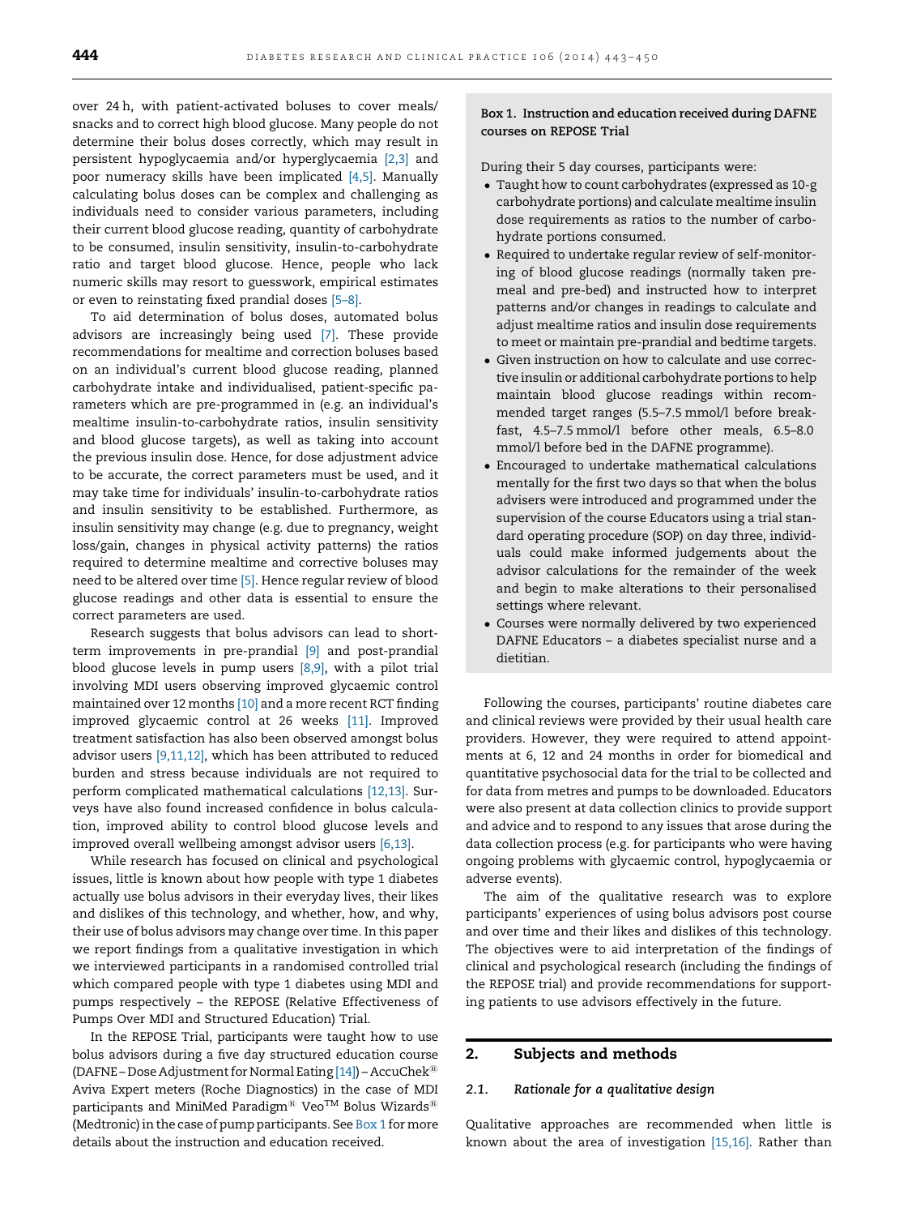over 24 h, with patient-activated boluses to cover meals/snacks and to correct high blood glucose. Many people do not determine their bolus doses correctly, which may result in persistent hypoglycaemia and/or hyperglycaemia [2,3] and poor numeracy skills have been implicated [4,5]. Manually calculating bolus doses can be complex and challenging as individuals need to consider various parameters, including their current blood glucose reading, quantity of carbohydrate to be consumed, insulin sensitivity, insulin-to-carbohydrate ratio and target blood glucose. Hence, people who lack numeric skills may resort to guesswork, empirical estimates or even to reinstating fixed prandial doses [5–8].

To aid determination of bolus doses, automated bolus advisors are increasingly being used [7]. These provide recommendations for mealtime and correction boluses based on an individual's current blood glucose reading, planned carbohydrate intake and individualised, patient-specific parameters which are pre-programmed in (e.g. an individual's mealtime insulin-to-carbohydrate ratios, insulin sensitivity and blood glucose targets), as well as taking into account the previous insulin dose. Hence, for dose adjustment advice to be accurate, the correct parameters must be used, and it may take time for individuals' insulin-to-carbohydrate ratios and insulin sensitivity to be established. Furthermore, as insulin sensitivity may change (e.g. due to pregnancy, weight loss/gain, changes in physical activity patterns) the ratios required to determine mealtime and corrective boluses may need to be altered over time [5]. Hence regular review of blood glucose readings and other data is essential to ensure the correct parameters are used.

Research suggests that bolus advisors can lead to short-term improvements in pre-prandial [9] and post-prandial blood glucose levels in pump users [8,9], with a pilot trial involving MDI users observing improved glycaemic control maintained over 12 months [10] and a more recent RCT finding improved glycaemic control at 26 weeks [11]. Improved treatment satisfaction has also been observed amongst bolus advisor users [9,11,12], which has been attributed to reduced burden and stress because individuals are not required to perform complicated mathematical calculations [12,13]. Surveys have also found increased confidence in bolus calculation, improved ability to control blood glucose levels and improved overall wellbeing amongst advisor users [6,13].

While research has focused on clinical and psychological issues, little is known about how people with type 1 diabetes actually use bolus advisors in their everyday lives, their likes and dislikes of this technology, and whether, how, and why, their use of bolus advisors may change over time. In this paper we report findings from a qualitative investigation in which we interviewed participants in a randomised controlled trial which compared people with type 1 diabetes using MDI and pumps respectively – the REPOSE (Relative Effectiveness of Pumps Over MDI and Structured Education) Trial.

In the REPOSE Trial, participants were taught how to use bolus advisors during a five day structured education course (DAFNE – Dose Adjustment for Normal Eating [14]) – AccuChek® Aviva Expert meters (Roche Diagnostics) in the case of MDI participants and MiniMed Paradigm® Veo™ Bolus Wizards® (Medtronic) in the case of pump participants. See Box 1 for more details about the instruction and education received.

**Box 1. Instruction and education received during DAFNE courses on REPOSE Trial**

During their 5 day courses, participants were:

- Taught how to count carbohydrates (expressed as 10-g carbohydrate portions) and calculate mealtime insulin dose requirements as ratios to the number of carbohydrate portions consumed.
- Required to undertake regular review of self-monitoring of blood glucose readings (normally taken pre-meal and pre-bed) and instructed how to interpret patterns and/or changes in readings to calculate and adjust mealtime ratios and insulin dose requirements to meet or maintain pre-prandial and bedtime targets.
- Given instruction on how to calculate and use corrective insulin or additional carbohydrate portions to help maintain blood glucose readings within recommended target ranges (5.5–7.5 mmol/l before breakfast, 4.5–7.5 mmol/l before other meals, 6.5–8.0 mmol/l before bed in the DAFNE programme).
- Encouraged to undertake mathematical calculations mentally for the first two days so that when the bolus advisers were introduced and programmed under the supervision of the course Educators using a trial standard operating procedure (SOP) on day three, individuals could make informed judgements about the advisor calculations for the remainder of the week and begin to make alterations to their personalised settings where relevant.
- Courses were normally delivered by two experienced DAFNE Educators – a diabetes specialist nurse and a dietitian.

Following the courses, participants' routine diabetes care and clinical reviews were provided by their usual health care providers. However, they were required to attend appointments at 6, 12 and 24 months in order for biomedical and quantitative psychosocial data for the trial to be collected and for data from metres and pumps to be downloaded. Educators were also present at data collection clinics to provide support and advice and to respond to any issues that arose during the data collection process (e.g. for participants who were having ongoing problems with glycaemic control, hypoglycaemia or adverse events).

The aim of the qualitative research was to explore participants' experiences of using bolus advisors post course and over time and their likes and dislikes of this technology. The objectives were to aid interpretation of the findings of clinical and psychological research (including the findings of the REPOSE trial) and provide recommendations for supporting patients to use advisors effectively in the future.

## 2. Subjects and methods

### 2.1. Rationale for a qualitative design

Qualitative approaches are recommended when little is known about the area of investigation [15,16]. Rather than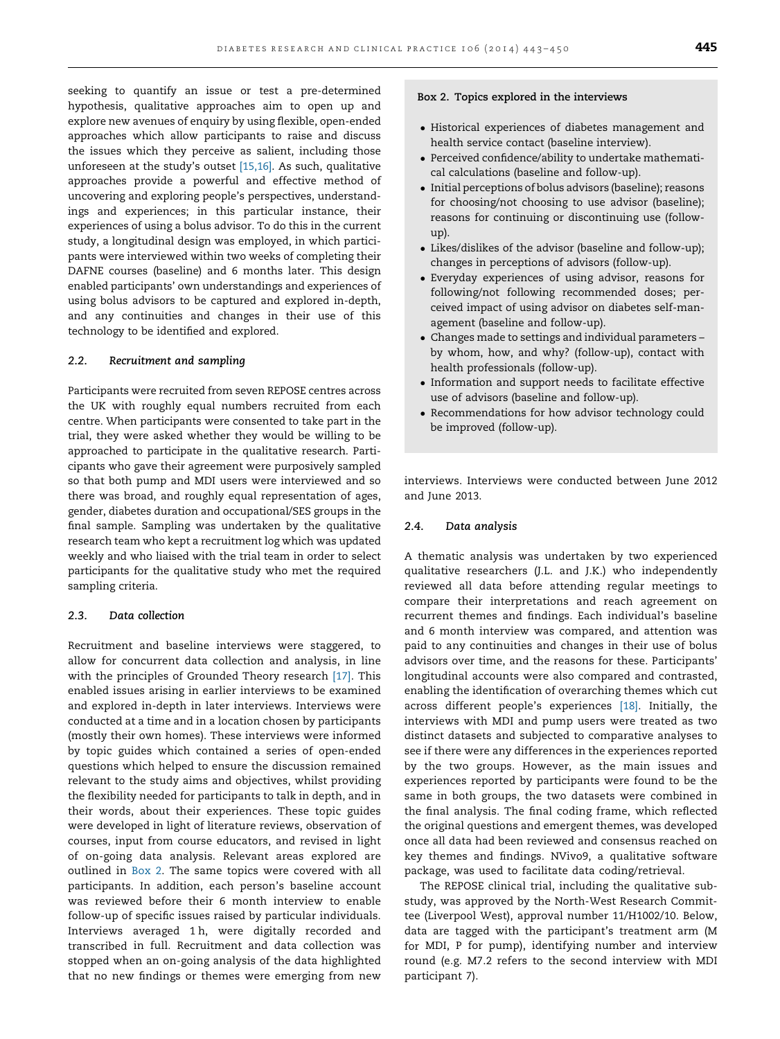seeking to quantify an issue or test a pre-determined hypothesis, qualitative approaches aim to open up and explore new avenues of enquiry by using flexible, open-ended approaches which allow participants to raise and discuss the issues which they perceive as salient, including those unforeseen at the study's outset [15,16]. As such, qualitative approaches provide a powerful and effective method of uncovering and exploring people's perspectives, understandings and experiences; in this particular instance, their experiences of using a bolus advisor. To do this in the current study, a longitudinal design was employed, in which participants were interviewed within two weeks of completing their DAFNE courses (baseline) and 6 months later. This design enabled participants' own understandings and experiences of using bolus advisors to be captured and explored in-depth, and any continuities and changes in their use of this technology to be identified and explored.

### 2.2. Recruitment and sampling

Participants were recruited from seven REPOSE centres across the UK with roughly equal numbers recruited from each centre. When participants were consented to take part in the trial, they were asked whether they would be willing to be approached to participate in the qualitative research. Participants who gave their agreement were purposively sampled so that both pump and MDI users were interviewed and so there was broad, and roughly equal representation of ages, gender, diabetes duration and occupational/SES groups in the final sample. Sampling was undertaken by the qualitative research team who kept a recruitment log which was updated weekly and who liaised with the trial team in order to select participants for the qualitative study who met the required sampling criteria.

### 2.3. Data collection

Recruitment and baseline interviews were staggered, to allow for concurrent data collection and analysis, in line with the principles of Grounded Theory research [17]. This enabled issues arising in earlier interviews to be examined and explored in-depth in later interviews. Interviews were conducted at a time and in a location chosen by participants (mostly their own homes). These interviews were informed by topic guides which contained a series of open-ended questions which helped to ensure the discussion remained relevant to the study aims and objectives, whilst providing the flexibility needed for participants to talk in depth, and in their words, about their experiences. These topic guides were developed in light of literature reviews, observation of courses, input from course educators, and revised in light of on-going data analysis. Relevant areas explored are outlined in Box 2. The same topics were covered with all participants. In addition, each person's baseline account was reviewed before their 6 month interview to enable follow-up of specific issues raised by particular individuals. Interviews averaged 1 h, were digitally recorded and transcribed in full. Recruitment and data collection was stopped when an on-going analysis of the data highlighted that no new findings or themes were emerging from new interviews. Interviews were conducted between June 2012 and June 2013.

**Box 2. Topics explored in the interviews**

- Historical experiences of diabetes management and health service contact (baseline interview).
- Perceived confidence/ability to undertake mathematical calculations (baseline and follow-up).
- Initial perceptions of bolus advisors (baseline); reasons for choosing/not choosing to use advisor (baseline); reasons for continuing or discontinuing use (follow-up).
- Likes/dislikes of the advisor (baseline and follow-up); changes in perceptions of advisors (follow-up).
- Everyday experiences of using advisor, reasons for following/not following recommended doses; perceived impact of using advisor on diabetes self-management (baseline and follow-up).
- Changes made to settings and individual parameters – by whom, how, and why? (follow-up), contact with health professionals (follow-up).
- Information and support needs to facilitate effective use of advisors (baseline and follow-up).
- Recommendations for how advisor technology could be improved (follow-up).

### 2.4. Data analysis

A thematic analysis was undertaken by two experienced qualitative researchers (J.L. and J.K.) who independently reviewed all data before attending regular meetings to compare their interpretations and reach agreement on recurrent themes and findings. Each individual's baseline and 6 month interview was compared, and attention was paid to any continuities and changes in their use of bolus advisors over time, and the reasons for these. Participants' longitudinal accounts were also compared and contrasted, enabling the identification of overarching themes which cut across different people's experiences [18]. Initially, the interviews with MDI and pump users were treated as two distinct datasets and subjected to comparative analyses to see if there were any differences in the experiences reported by the two groups. However, as the main issues and experiences reported by participants were found to be the same in both groups, the two datasets were combined in the final analysis. The final coding frame, which reflected the original questions and emergent themes, was developed once all data had been reviewed and consensus reached on key themes and findings. NVivo9, a qualitative software package, was used to facilitate data coding/retrieval.

The REPOSE clinical trial, including the qualitative sub-study, was approved by the North-West Research Committee (Liverpool West), approval number 11/H1002/10. Below, data are tagged with the participant's treatment arm (M for MDI, P for pump), identifying number and interview round (e.g. M7.2 refers to the second interview with MDI participant 7).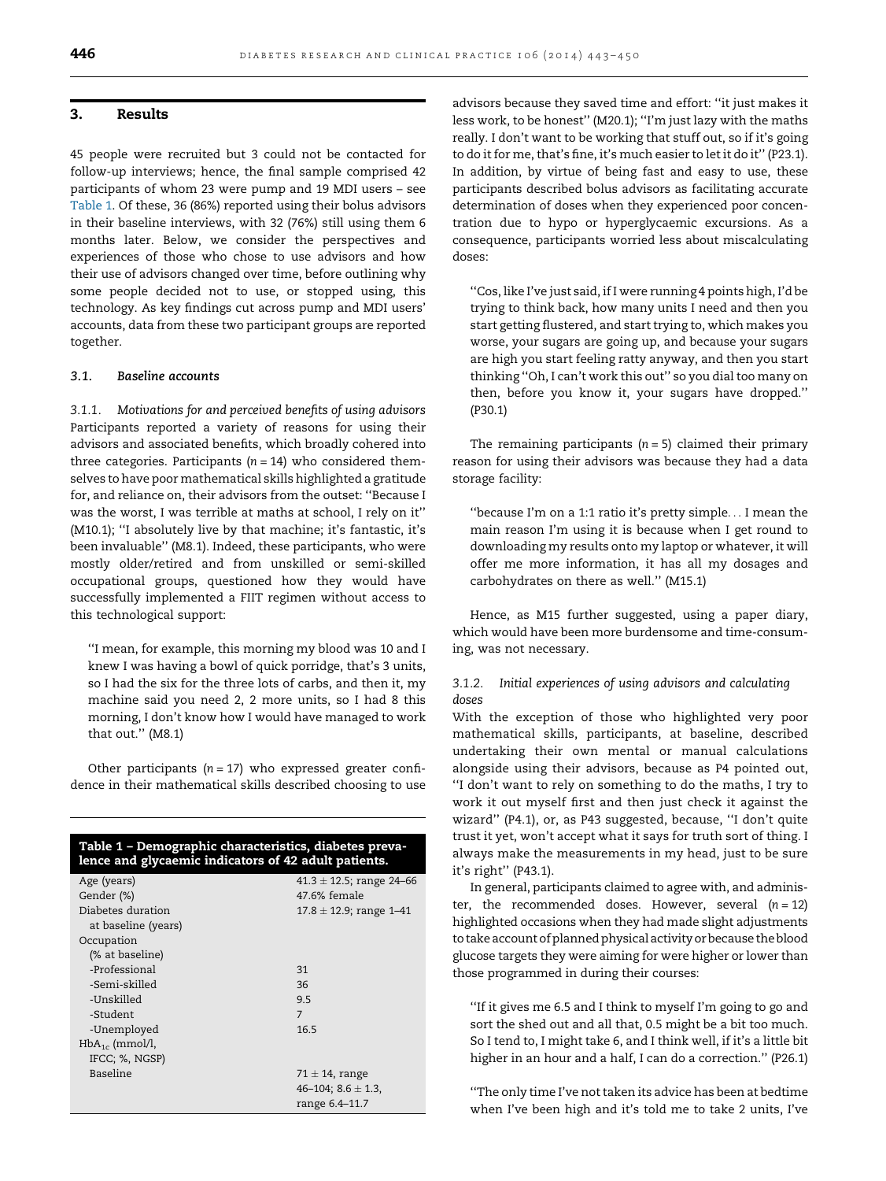## 3. Results

45 people were recruited but 3 could not be contacted for follow-up interviews; hence, the final sample comprised 42 participants of whom 23 were pump and 19 MDI users – see Table 1. Of these, 36 (86%) reported using their bolus advisors in their baseline interviews, with 32 (76%) still using them 6 months later. Below, we consider the perspectives and experiences of those who chose to use advisors and how their use of advisors changed over time, before outlining why some people decided not to use, or stopped using, this technology. As key findings cut across pump and MDI users' accounts, data from these two participant groups are reported together.

### 3.1. Baseline accounts

#### 3.1.1. Motivations for and perceived benefits of using advisors

Participants reported a variety of reasons for using their advisors and associated benefits, which broadly cohered into three categories. Participants ($n = 14$) who considered themselves to have poor mathematical skills highlighted a gratitude for, and reliance on, their advisors from the outset: ''Because I was the worst, I was terrible at maths at school, I rely on it'' (M10.1); ''I absolutely live by that machine; it's fantastic, it's been invaluable'' (M8.1). Indeed, these participants, who were mostly older/retired and from unskilled or semi-skilled occupational groups, questioned how they would have successfully implemented a FIIT regimen without access to this technological support:

> ''I mean, for example, this morning my blood was 10 and I knew I was having a bowl of quick porridge, that's 3 units, so I had the six for the three lots of carbs, and then it, my machine said you need 2, 2 more units, so I had 8 this morning, I don't know how I would have managed to work that out.'' (M8.1)

Other participants ($n = 17$) who expressed greater confidence in their mathematical skills described choosing to use advisors because they saved time and effort: ''it just makes it less work, to be honest'' (M20.1); ''I'm just lazy with the maths really. I don't want to be working that stuff out, so if it's going to do it for me, that's fine, it's much easier to let it do it'' (P23.1). In addition, by virtue of being fast and easy to use, these participants described bolus advisors as facilitating accurate determination of doses when they experienced poor concentration due to hypo or hyperglycaemic excursions. As a consequence, participants worried less about miscalculating doses:

> ''Cos, like I've just said, if I were running 4 points high, I'd be trying to think back, how many units I need and then you start getting flustered, and start trying to, which makes you worse, your sugars are going up, and because your sugars are high you start feeling ratty anyway, and then you start thinking ''Oh, I can't work this out'' so you dial too many on then, before you know it, your sugars have dropped.'' (P30.1)

The remaining participants ($n = 5$) claimed their primary reason for using their advisors was because they had a data storage facility:

> ''because I'm on a 1:1 ratio it's pretty simple. . . I mean the main reason I'm using it is because when I get round to downloading my results onto my laptop or whatever, it will offer me more information, it has all my dosages and carbohydrates on there as well.'' (M15.1)

Hence, as M15 further suggested, using a paper diary, which would have been more burdensome and time-consuming, was not necessary.

#### 3.1.2. Initial experiences of using advisors and calculating doses

With the exception of those who highlighted very poor mathematical skills, participants, at baseline, described undertaking their own mental or manual calculations alongside using their advisors, because as P4 pointed out, ''I don't want to rely on something to do the maths, I try to work it out myself first and then just check it against the wizard'' (P4.1), or, as P43 suggested, because, ''I don't quite trust it yet, won't accept what it says for truth sort of thing. I always make the measurements in my head, just to be sure it's right'' (P43.1).

In general, participants claimed to agree with, and administer, the recommended doses. However, several ($n = 12$) highlighted occasions when they had made slight adjustments to take account of planned physical activity or because the blood glucose targets they were aiming for were higher or lower than those programmed in during their courses:

> ''If it gives me 6.5 and I think to myself I'm going to go and sort the shed out and all that, 0.5 might be a bit too much. So I tend to, I might take 6, and I think well, if it's a little bit higher in an hour and a half, I can do a correction.'' (P26.1)

> ''The only time I've not taken its advice has been at bedtime when I've been high and it's told me to take 2 units, I've

**Table 1 – Demographic characteristics, diabetes prevalence and glycaemic indicators of 42 adult patients.**

| | |
|---|---|
| Age (years) | 41.3 ± 12.5; range 24–66 |
| Gender (%) | 47.6% female |
| Diabetes duration at baseline (years) | 17.8 ± 12.9; range 1–41 |
| Occupation (% at baseline) | |
| -Professional | 31 |
| -Semi-skilled | 36 |
| -Unskilled | 9.5 |
| -Student | 7 |
| -Unemployed | 16.5 |
| $HbA_{1c}$ (mmol/l, IFCC; %, NGSP) | |
| Baseline | 71 ± 14, range 46–104; 8.6 ± 1.3, range 6.4–11.7 |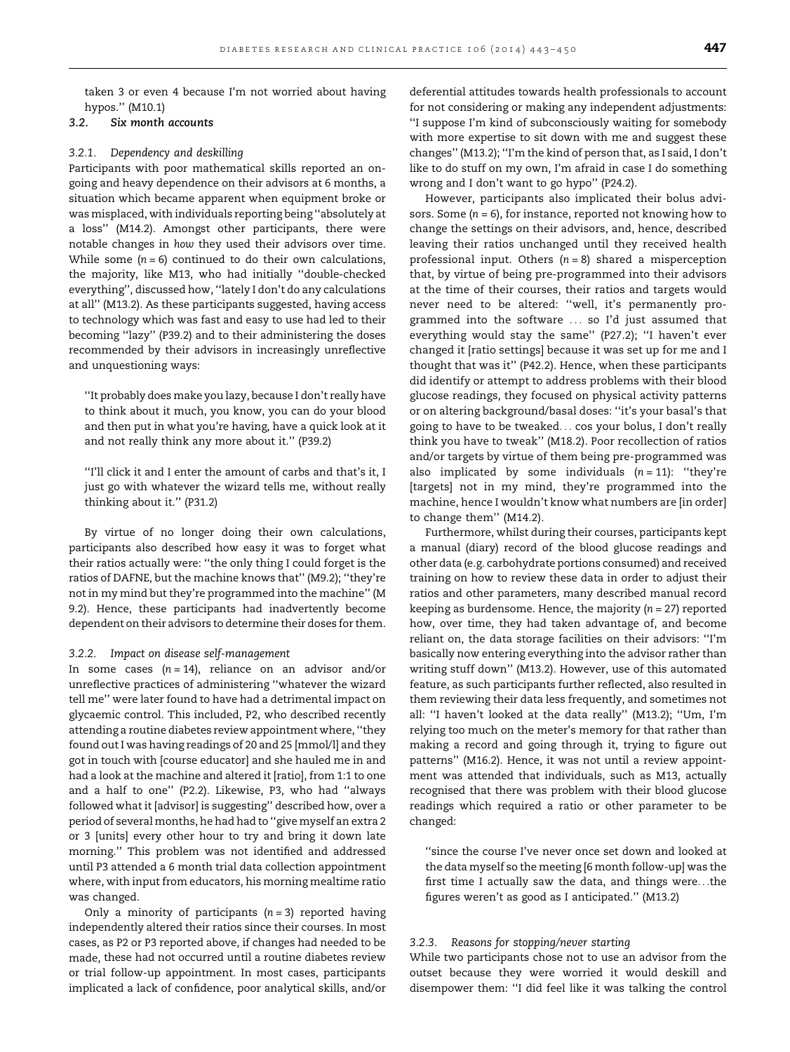taken 3 or even 4 because I'm not worried about having hypos.'' (M10.1)

### 3.2. Six month accounts

#### 3.2.1. Dependency and deskilling

Participants with poor mathematical skills reported an on-going and heavy dependence on their advisors at 6 months, a situation which became apparent when equipment broke or was misplaced, with individuals reporting being ''absolutely at a loss'' (M14.2). Amongst other participants, there were notable changes in *how* they used their advisors over time. While some ($n = 6$) continued to do their own calculations, the majority, like M13, who had initially ''double-checked everything'', discussed how, ''lately I don't do any calculations at all'' (M13.2). As these participants suggested, having access to technology which was fast and easy to use had led to their becoming ''lazy'' (P39.2) and to their administering the doses recommended by their advisors in increasingly unreflective and unquestioning ways:

> ''It probably does make you lazy, because I don't really have to think about it much, you know, you can do your blood and then put in what you're having, have a quick look at it and not really think any more about it.'' (P39.2)

> ''I'll click it and I enter the amount of carbs and that's it, I just go with whatever the wizard tells me, without really thinking about it.'' (P31.2)

By virtue of no longer doing their own calculations, participants also described how easy it was to forget what their ratios actually were: ''the only thing I could forget is the ratios of DAFNE, but the machine knows that'' (M9.2); ''they're not in my mind but they're programmed into the machine'' (M 9.2). Hence, these participants had inadvertently become dependent on their advisors to determine their doses for them.

#### 3.2.2. Impact on disease self-management

In some cases ($n = 14$), reliance on an advisor and/or unreflective practices of administering ''whatever the wizard tell me'' were later found to have had a detrimental impact on glycaemic control. This included, P2, who described recently attending a routine diabetes review appointment where, ''they found out I was having readings of 20 and 25 [mmol/l] and they got in touch with [course educator] and she hauled me in and had a look at the machine and altered it [ratio], from 1:1 to one and a half to one'' (P2.2). Likewise, P3, who had ''always followed what it [advisor] is suggesting'' described how, over a period of several months, he had had to ''give myself an extra 2 or 3 [units] every other hour to try and bring it down late morning.'' This problem was not identified and addressed until P3 attended a 6 month trial data collection appointment where, with input from educators, his morning mealtime ratio was changed.

Only a minority of participants ($n = 3$) reported having independently altered their ratios since their courses. In most cases, as P2 or P3 reported above, if changes had needed to be made, these had not occurred until a routine diabetes review or trial follow-up appointment. In most cases, participants implicated a lack of confidence, poor analytical skills, and/or deferential attitudes towards health professionals to account for not considering or making any independent adjustments: ''I suppose I'm kind of subconsciously waiting for somebody with more expertise to sit down with me and suggest these changes'' (M13.2); ''I'm the kind of person that, as I said, I don't like to do stuff on my own, I'm afraid in case I do something wrong and I don't want to go hypo'' (P24.2).

However, participants also implicated their bolus advisors. Some ($n = 6$), for instance, reported not knowing how to change the settings on their advisors, and, hence, described leaving their ratios unchanged until they received health professional input. Others ($n = 8$) shared a misperception that, by virtue of being pre-programmed into their advisors at the time of their courses, their ratios and targets would never need to be altered: ''well, it's permanently programmed into the software ... so I'd just assumed that everything would stay the same'' (P27.2); ''I haven't ever changed it [ratio settings] because it was set up for me and I thought that was it'' (P42.2). Hence, when these participants did identify or attempt to address problems with their blood glucose readings, they focused on physical activity patterns or on altering background/basal doses: ''it's your basal's that going to have to be tweaked... cos your bolus, I don't really think you have to tweak'' (M18.2). Poor recollection of ratios and/or targets by virtue of them being pre-programmed was also implicated by some individuals ($n = 11$): ''they're [targets] not in my mind, they're programmed into the machine, hence I wouldn't know what numbers are [in order] to change them'' (M14.2).

Furthermore, whilst during their courses, participants kept a manual (diary) record of the blood glucose readings and other data (e.g. carbohydrate portions consumed) and received training on how to review these data in order to adjust their ratios and other parameters, many described manual record keeping as burdensome. Hence, the majority ($n = 27$) reported how, over time, they had taken advantage of, and become reliant on, the data storage facilities on their advisors: ''I'm basically now entering everything into the advisor rather than writing stuff down'' (M13.2). However, use of this automated feature, as such participants further reflected, also resulted in them reviewing their data less frequently, and sometimes not all: ''I haven't looked at the data really'' (M13.2); ''Um, I'm relying too much on the meter's memory for that rather than making a record and going through it, trying to figure out patterns'' (M16.2). Hence, it was not until a review appointment was attended that individuals, such as M13, actually recognised that there was problem with their blood glucose readings which required a ratio or other parameter to be changed:

> ''since the course I've never once set down and looked at the data myself so the meeting [6 month follow-up] was the first time I actually saw the data, and things were...the figures weren't as good as I anticipated.'' (M13.2)

#### 3.2.3. Reasons for stopping/never starting

While two participants chose not to use an advisor from the outset because they were worried it would deskill and disempower them: ''I did feel like it was talking the control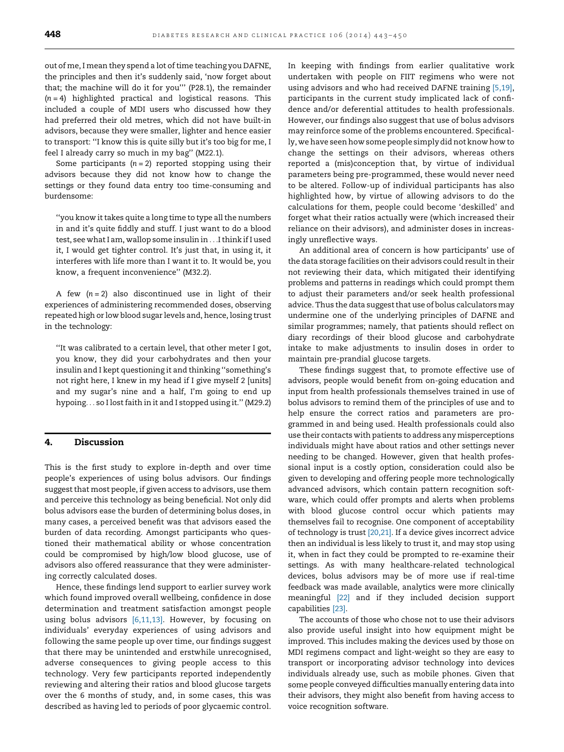out of me, I mean they spend a lot of time teaching you DAFNE, the principles and then it's suddenly said, 'now forget about that; the machine will do it for you''' (P28.1), the remainder (n = 4) highlighted practical and logistical reasons. This included a couple of MDI users who discussed how they had preferred their old metres, which did not have built-in advisors, because they were smaller, lighter and hence easier to transport: ''I know this is quite silly but it's too big for me, I feel I already carry so much in my bag'' (M22.1).

Some participants (n = 2) reported stopping using their advisors because they did not know how to change the settings or they found data entry too time-consuming and burdensome:

> ''you know it takes quite a long time to type all the numbers in and it's quite fiddly and stuff. I just want to do a blood test, see what I am, wallop some insulin in . . .I think if I used it, I would get tighter control. It's just that, in using it, it interferes with life more than I want it to. It would be, you know, a frequent inconvenience'' (M32.2).

A few (n = 2) also discontinued use in light of their experiences of administering recommended doses, observing repeated high or low blood sugar levels and, hence, losing trust in the technology:

> ''It was calibrated to a certain level, that other meter I got, you know, they did your carbohydrates and then your insulin and I kept questioning it and thinking ''something's not right here, I knew in my head if I give myself 2 [units] and my sugar's nine and a half, I'm going to end up hypoing. . . so I lost faith in it and I stopped using it.'' (M29.2)

## 4. Discussion

This is the first study to explore in-depth and over time people's experiences of using bolus advisors. Our findings suggest that most people, if given access to advisors, use them and perceive this technology as being beneficial. Not only did bolus advisors ease the burden of determining bolus doses, in many cases, a perceived benefit was that advisors eased the burden of data recording. Amongst participants who questioned their mathematical ability or whose concentration could be compromised by high/low blood glucose, use of advisors also offered reassurance that they were administering correctly calculated doses.

Hence, these findings lend support to earlier survey work which found improved overall wellbeing, confidence in dose determination and treatment satisfaction amongst people using bolus advisors [6,11,13]. However, by focusing on individuals' everyday experiences of using advisors and following the same people up over time, our findings suggest that there may be unintended and erstwhile unrecognised, adverse consequences to giving people access to this technology. Very few participants reported independently reviewing and altering their ratios and blood glucose targets over the 6 months of study, and, in some cases, this was described as having led to periods of poor glycaemic control. In keeping with findings from earlier qualitative work undertaken with people on FIIT regimens who were not using advisors and who had received DAFNE training [5,19], participants in the current study implicated lack of confidence and/or deferential attitudes to health professionals. However, our findings also suggest that use of bolus advisors may reinforce some of the problems encountered. Specifically, we have seen how some people simply did not know how to change the settings on their advisors, whereas others reported a (mis)conception that, by virtue of individual parameters being pre-programmed, these would never need to be altered. Follow-up of individual participants has also highlighted how, by virtue of allowing advisors to do the calculations for them, people could become 'deskilled' and forget what their ratios actually were (which increased their reliance on their advisors), and administer doses in increasingly unreflective ways.

An additional area of concern is how participants' use of the data storage facilities on their advisors could result in their not reviewing their data, which mitigated their identifying problems and patterns in readings which could prompt them to adjust their parameters and/or seek health professional advice. Thus the data suggest that use of bolus calculators may undermine one of the underlying principles of DAFNE and similar programmes; namely, that patients should reflect on diary recordings of their blood glucose and carbohydrate intake to make adjustments to insulin doses in order to maintain pre-prandial glucose targets.

These findings suggest that, to promote effective use of advisors, people would benefit from on-going education and input from health professionals themselves trained in use of bolus advisors to remind them of the principles of use and to help ensure the correct ratios and parameters are programmed in and being used. Health professionals could also use their contacts with patients to address any misperceptions individuals might have about ratios and other settings never needing to be changed. However, given that health professional input is a costly option, consideration could also be given to developing and offering people more technologically advanced advisors, which contain pattern recognition software, which could offer prompts and alerts when problems with blood glucose control occur which patients may themselves fail to recognise. One component of acceptability of technology is trust [20,21]. If a device gives incorrect advice then an individual is less likely to trust it, and may stop using it, when in fact they could be prompted to re-examine their settings. As with many healthcare-related technological devices, bolus advisors may be of more use if real-time feedback was made available, analytics were more clinically meaningful [22] and if they included decision support capabilities [23].

The accounts of those who chose not to use their advisors also provide useful insight into how equipment might be improved. This includes making the devices used by those on MDI regimens compact and light-weight so they are easy to transport or incorporating advisor technology into devices individuals already use, such as mobile phones. Given that some people conveyed difficulties manually entering data into their advisors, they might also benefit from having access to voice recognition software.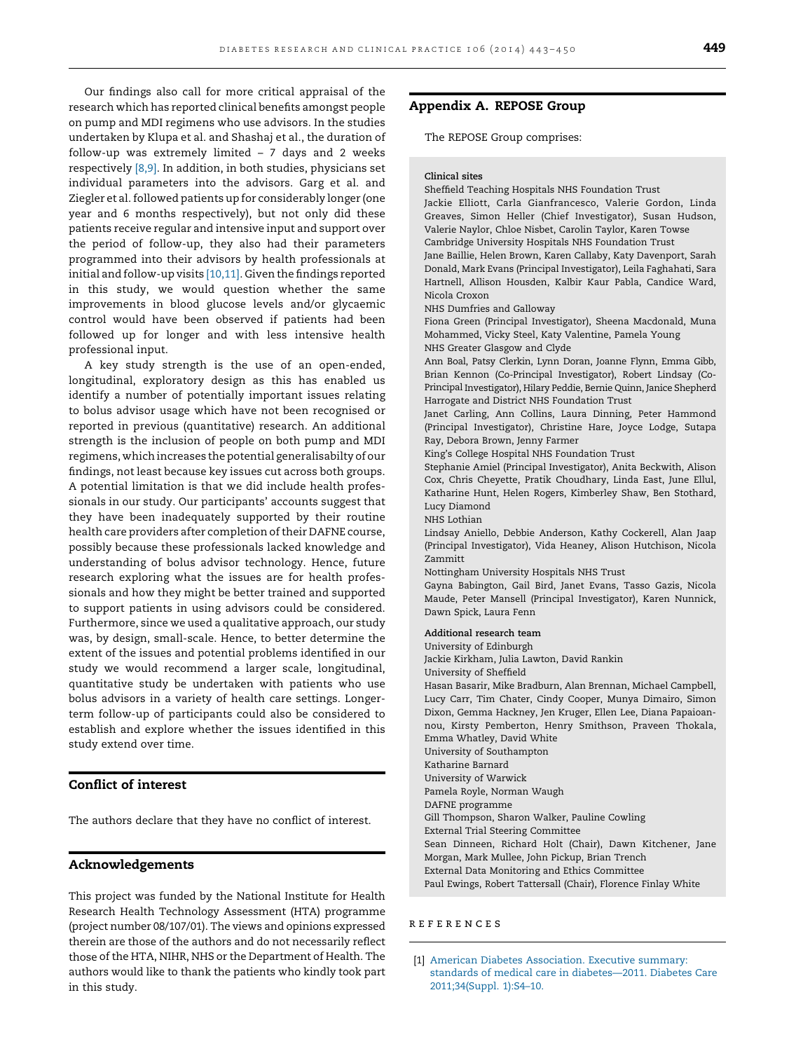Our findings also call for more critical appraisal of the research which has reported clinical benefits amongst people on pump and MDI regimens who use advisors. In the studies undertaken by Klupa et al. and Shashaj et al., the duration of follow-up was extremely limited – 7 days and 2 weeks respectively [8,9]. In addition, in both studies, physicians set individual parameters into the advisors. Garg et al. and Ziegler et al. followed patients up for considerably longer (one year and 6 months respectively), but not only did these patients receive regular and intensive input and support over the period of follow-up, they also had their parameters programmed into their advisors by health professionals at initial and follow-up visits [10,11]. Given the findings reported in this study, we would question whether the same improvements in blood glucose levels and/or glycaemic control would have been observed if patients had been followed up for longer and with less intensive health professional input.

A key study strength is the use of an open-ended, longitudinal, exploratory design as this has enabled us identify a number of potentially important issues relating to bolus advisor usage which have not been recognised or reported in previous (quantitative) research. An additional strength is the inclusion of people on both pump and MDI regimens, which increases the potential generalisabilty of our findings, not least because key issues cut across both groups. A potential limitation is that we did include health professionals in our study. Our participants' accounts suggest that they have been inadequately supported by their routine health care providers after completion of their DAFNE course, possibly because these professionals lacked knowledge and understanding of bolus advisor technology. Hence, future research exploring what the issues are for health professionals and how they might be better trained and supported to support patients in using advisors could be considered. Furthermore, since we used a qualitative approach, our study was, by design, small-scale. Hence, to better determine the extent of the issues and potential problems identified in our study we would recommend a larger scale, longitudinal, quantitative study be undertaken with patients who use bolus advisors in a variety of health care settings. Longer-term follow-up of participants could also be considered to establish and explore whether the issues identified in this study extend over time.

## Conflict of interest

The authors declare that they have no conflict of interest.

## Acknowledgements

This project was funded by the National Institute for Health Research Health Technology Assessment (HTA) programme (project number 08/107/01). The views and opinions expressed therein are those of the authors and do not necessarily reflect those of the HTA, NIHR, NHS or the Department of Health. The authors would like to thank the patients who kindly took part in this study.

## Appendix A. REPOSE Group

The REPOSE Group comprises:

**Clinical sites**

Sheffield Teaching Hospitals NHS Foundation Trust
Jackie Elliott, Carla Gianfrancesco, Valerie Gordon, Linda Greaves, Simon Heller (Chief Investigator), Susan Hudson, Valerie Naylor, Chloe Nisbet, Carolin Taylor, Karen Towse

Cambridge University Hospitals NHS Foundation Trust
Jane Baillie, Helen Brown, Karen Callaby, Katy Davenport, Sarah Donald, Mark Evans (Principal Investigator), Leila Faghahati, Sara Hartnell, Allison Housden, Kalbir Kaur Pabla, Candice Ward, Nicola Croxon

NHS Dumfries and Galloway
Fiona Green (Principal Investigator), Sheena Macdonald, Muna Mohammed, Vicky Steel, Katy Valentine, Pamela Young

NHS Greater Glasgow and Clyde
Ann Boal, Patsy Clerkin, Lynn Doran, Joanne Flynn, Emma Gibb, Brian Kennon (Co-Principal Investigator), Robert Lindsay (Co-Principal Investigator), Hilary Peddie, Bernie Quinn, Janice Shepherd

Harrogate and District NHS Foundation Trust
Janet Carling, Ann Collins, Laura Dinning, Peter Hammond (Principal Investigator), Christine Hare, Joyce Lodge, Sutapa Ray, Debora Brown, Jenny Farmer

King's College Hospital NHS Foundation Trust
Stephanie Amiel (Principal Investigator), Anita Beckwith, Alison Cox, Chris Cheyette, Pratik Choudhary, Linda East, June Ellul, Katharine Hunt, Helen Rogers, Kimberley Shaw, Ben Stothard, Lucy Diamond

NHS Lothian
Lindsay Aniello, Debbie Anderson, Kathy Cockerell, Alan Jaap (Principal Investigator), Vida Heaney, Alison Hutchison, Nicola Zammitt

Nottingham University Hospitals NHS Trust
Gayna Babington, Gail Bird, Janet Evans, Tasso Gazis, Nicola Maude, Peter Mansell (Principal Investigator), Karen Nunnick, Dawn Spick, Laura Fenn

**Additional research team**

University of Edinburgh
Jackie Kirkham, Julia Lawton, David Rankin

University of Sheffield
Hasan Basarir, Mike Bradburn, Alan Brennan, Michael Campbell, Lucy Carr, Tim Chater, Cindy Cooper, Munya Dimairo, Simon Dixon, Gemma Hackney, Jen Kruger, Ellen Lee, Diana Papaioannou, Kirsty Pemberton, Henry Smithson, Praveen Thokala, Emma Whatley, David White

University of Southampton
Katharine Barnard

University of Warwick
Pamela Royle, Norman Waugh

DAFNE programme
Gill Thompson, Sharon Walker, Pauline Cowling

External Trial Steering Committee
Sean Dinneen, Richard Holt (Chair), Dawn Kitchener, Jane Morgan, Mark Mullee, John Pickup, Brian Trench

External Data Monitoring and Ethics Committee
Paul Ewings, Robert Tattersall (Chair), Florence Finlay White

## REFERENCES

[1] American Diabetes Association. Executive summary: standards of medical care in diabetes—2011. Diabetes Care 2011;34(Suppl. 1):S4–10.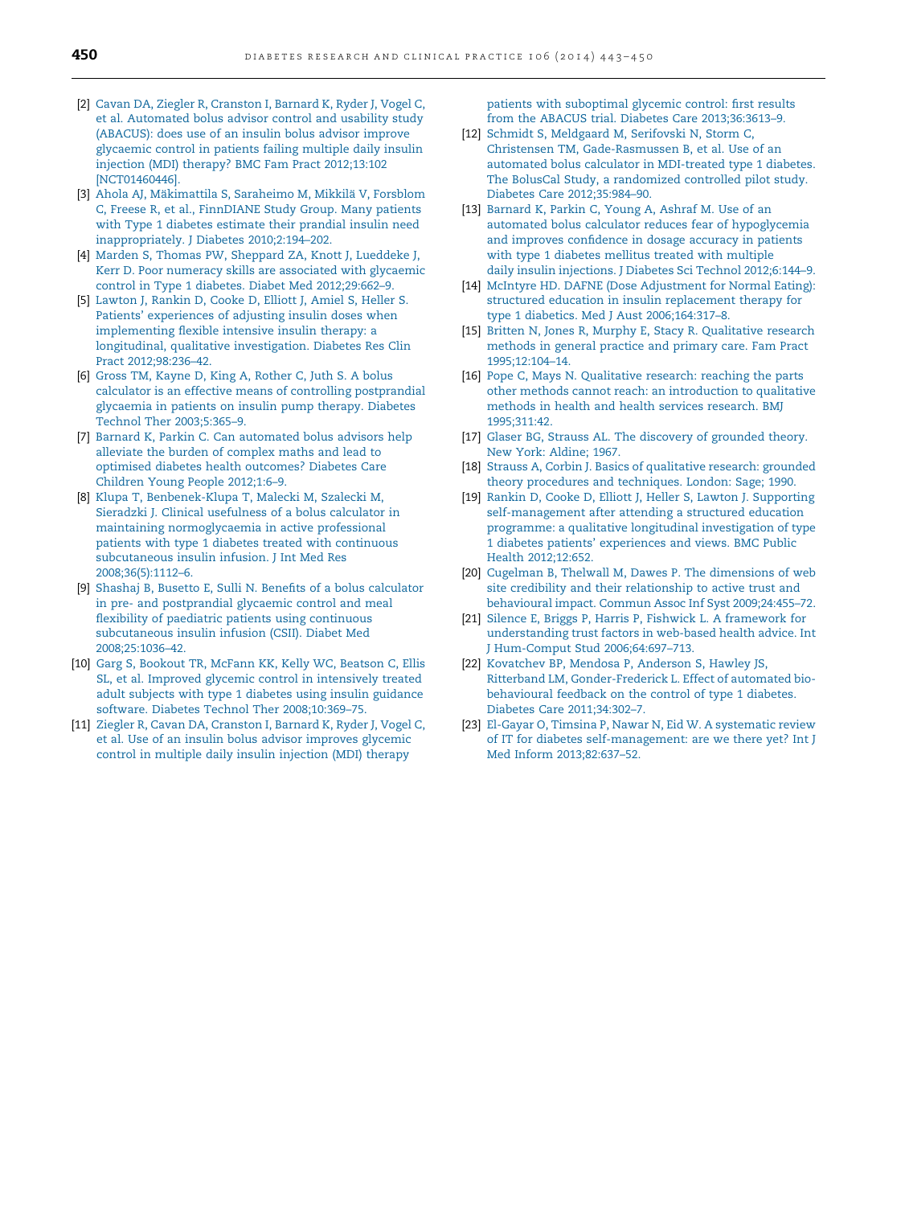[2] Cavan DA, Ziegler R, Cranston I, Barnard K, Ryder J, Vogel C, et al. Automated bolus advisor control and usability study (ABACUS): does use of an insulin bolus advisor improve glycaemic control in patients failing multiple daily insulin injection (MDI) therapy? BMC Fam Pract 2012;13:102 [NCT01460446].

[3] Ahola AJ, Mäkimattila S, Saraheimo M, Mikkilä V, Forsblom C, Freese R, et al., FinnDIANE Study Group. Many patients with Type 1 diabetes estimate their prandial insulin need inappropriately. J Diabetes 2010;2:194–202.

[4] Marden S, Thomas PW, Sheppard ZA, Knott J, Lueddeke J, Kerr D. Poor numeracy skills are associated with glycaemic control in Type 1 diabetes. Diabet Med 2012;29:662–9.

[5] Lawton J, Rankin D, Cooke D, Elliott J, Amiel S, Heller S. Patients' experiences of adjusting insulin doses when implementing flexible intensive insulin therapy: a longitudinal, qualitative investigation. Diabetes Res Clin Pract 2012;98:236–42.

[6] Gross TM, Kayne D, King A, Rother C, Juth S. A bolus calculator is an effective means of controlling postprandial glycaemia in patients on insulin pump therapy. Diabetes Technol Ther 2003;5:365–9.

[7] Barnard K, Parkin C. Can automated bolus advisors help alleviate the burden of complex maths and lead to optimised diabetes health outcomes? Diabetes Care Children Young People 2012;1:6–9.

[8] Klupa T, Benbenek-Klupa T, Malecki M, Szalecki M, Sieradzki J. Clinical usefulness of a bolus calculator in maintaining normoglycaemia in active professional patients with type 1 diabetes treated with continuous subcutaneous insulin infusion. J Int Med Res 2008;36(5):1112–6.

[9] Shashaj B, Busetto E, Sulli N. Benefits of a bolus calculator in pre- and postprandial glycaemic control and meal flexibility of paediatric patients using continuous subcutaneous insulin infusion (CSII). Diabet Med 2008;25:1036–42.

[10] Garg S, Bookout TR, McFann KK, Kelly WC, Beatson C, Ellis SL, et al. Improved glycemic control in intensively treated adult subjects with type 1 diabetes using insulin guidance software. Diabetes Technol Ther 2008;10:369–75.

[11] Ziegler R, Cavan DA, Cranston I, Barnard K, Ryder J, Vogel C, et al. Use of an insulin bolus advisor improves glycemic control in multiple daily insulin injection (MDI) therapy patients with suboptimal glycemic control: first results from the ABACUS trial. Diabetes Care 2013;36:3613–9.

[12] Schmidt S, Meldgaard M, Serifovski N, Storm C, Christensen TM, Gade-Rasmussen B, et al. Use of an automated bolus calculator in MDI-treated type 1 diabetes. The BolusCal Study, a randomized controlled pilot study. Diabetes Care 2012;35:984–90.

[13] Barnard K, Parkin C, Young A, Ashraf M. Use of an automated bolus calculator reduces fear of hypoglycemia and improves confidence in dosage accuracy in patients with type 1 diabetes mellitus treated with multiple daily insulin injections. J Diabetes Sci Technol 2012;6:144–9.

[14] McIntyre HD. DAFNE (Dose Adjustment for Normal Eating): structured education in insulin replacement therapy for type 1 diabetics. Med J Aust 2006;164:317–8.

[15] Britten N, Jones R, Murphy E, Stacy R. Qualitative research methods in general practice and primary care. Fam Pract 1995;12:104–14.

[16] Pope C, Mays N. Qualitative research: reaching the parts other methods cannot reach: an introduction to qualitative methods in health and health services research. BMJ 1995;311:42.

[17] Glaser BG, Strauss AL. The discovery of grounded theory. New York: Aldine; 1967.

[18] Strauss A, Corbin J. Basics of qualitative research: grounded theory procedures and techniques. London: Sage; 1990.

[19] Rankin D, Cooke D, Elliott J, Heller S, Lawton J. Supporting self-management after attending a structured education programme: a qualitative longitudinal investigation of type 1 diabetes patients' experiences and views. BMC Public Health 2012;12:652.

[20] Cugelman B, Thelwall M, Dawes P. The dimensions of web site credibility and their relationship to active trust and behavioural impact. Commun Assoc Inf Syst 2009;24:455–72.

[21] Silence E, Briggs P, Harris P, Fishwick L. A framework for understanding trust factors in web-based health advice. Int J Hum-Comput Stud 2006;64:697–713.

[22] Kovatchev BP, Mendosa P, Anderson S, Hawley JS, Ritterband LM, Gonder-Frederick L. Effect of automated bio-behavioural feedback on the control of type 1 diabetes. Diabetes Care 2011;34:302–7.

[23] El-Gayar O, Timsina P, Nawar N, Eid W. A systematic review of IT for diabetes self-management: are we there yet? Int J Med Inform 2013;82:637–52.